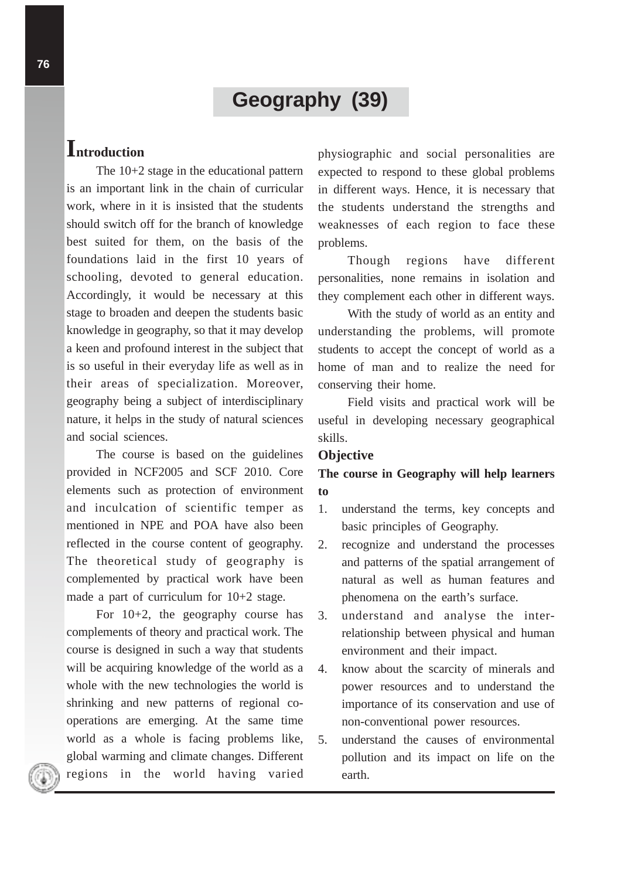# Geography (39)

## Introduction

The 10+2 stage in the educational pattern is an important link in the chain of curricular work, where in it is insisted that the students should switch off for the branch of knowledge best suited for them, on the basis of the foundations laid in the first 10 years of schooling, devoted to general education. Accordingly, it would be necessary at this stage to broaden and deepen the students basic knowledge in geography, so that it may develop a keen and profound interest in the subject that is so useful in their everyday life as well as in their areas of specialization. Moreover, geography being a subject of interdisciplinary nature, it helps in the study of natural sciences and social sciences.

The course is based on the guidelines provided in NCF2005 and SCF 2010. Core elements such as protection of environment and inculcation of scientific temper as mentioned in NPE and POA have also been reflected in the course content of geography. The theoretical study of geography is complemented by practical work have been made a part of curriculum for 10+2 stage.

For 10+2, the geography course has complements of theory and practical work. The course is designed in such a way that students will be acquiring knowledge of the world as a whole with the new technologies the world is shrinking and new patterns of regional co-operations are emerging. At the same time world as a whole is facing problems like, global warming and climate changes. Different regions in the world having varied physiographic and social personalities are expected to respond to these global problems in different ways. Hence, it is necessary that the students understand the strengths and weaknesses of each region to face these problems.

Though regions have different personalities, none remains in isolation and they complement each other in different ways.

With the study of world as an entity and understanding the problems, will promote students to accept the concept of world as a home of man and to realize the need for conserving their home.

Field visits and practical work will be useful in developing necessary geographical skills.

### Objective

**The course in Geography will help learners to**

1. understand the terms, key concepts and basic principles of Geography.
2. recognize and understand the processes and patterns of the spatial arrangement of natural as well as human features and phenomena on the earth's surface.
3. understand and analyse the inter-relationship between physical and human environment and their impact.
4. know about the scarcity of minerals and power resources and to understand the importance of its conservation and use of non-conventional power resources.
5. understand the causes of environmental pollution and its impact on life on the earth.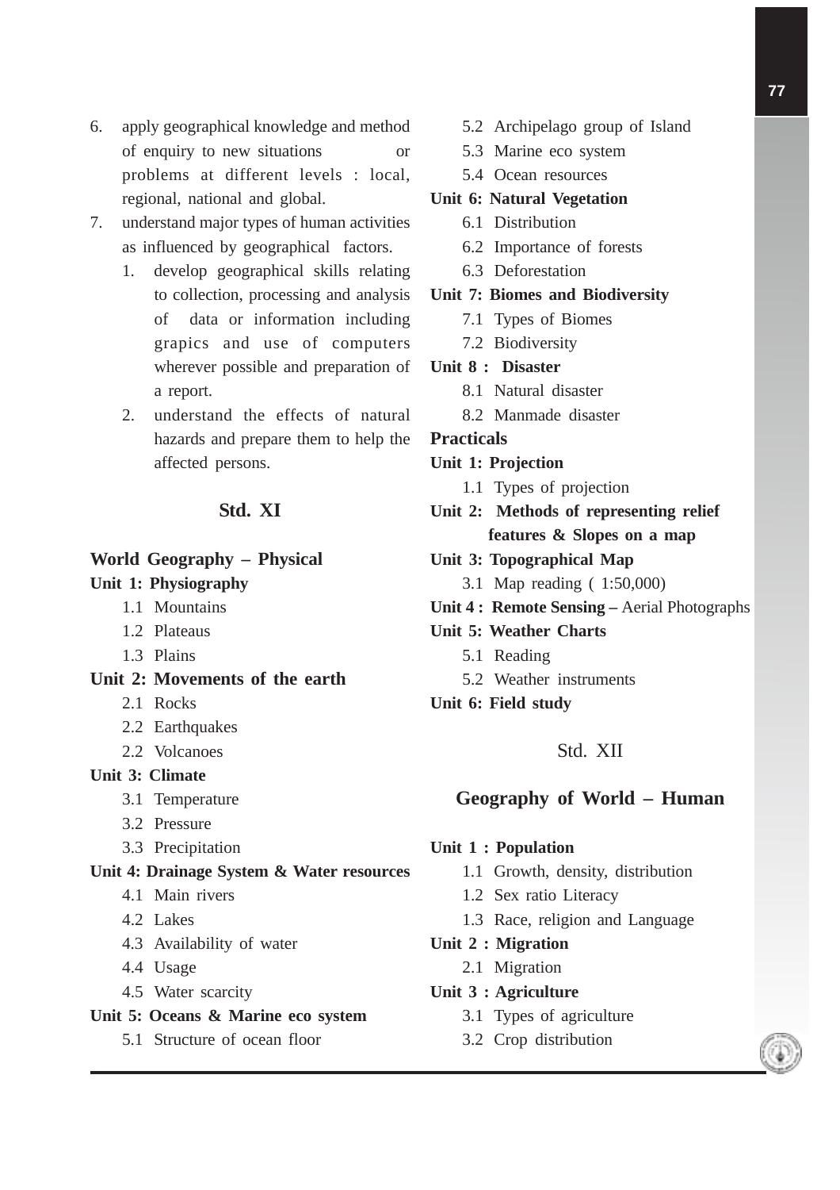6. apply geographical knowledge and method of enquiry to new situations or problems at different levels : local, regional, national and global.
7. understand major types of human activities as influenced by geographical factors.
   1. develop geographical skills relating to collection, processing and analysis of data or information including grapics and use of computers wherever possible and preparation of a report.
   2. understand the effects of natural hazards and prepare them to help the affected persons.

## Std. XI

### World Geography – Physical

**Unit 1: Physiography**

- 1.1 Mountains
- 1.2 Plateaus
- 1.3 Plains

**Unit 2: Movements of the earth**

- 2.1 Rocks
- 2.2 Earthquakes
- 2.2 Volcanoes

**Unit 3: Climate**

- 3.1 Temperature
- 3.2 Pressure
- 3.3 Precipitation

**Unit 4: Drainage System & Water resources**

- 4.1 Main rivers
- 4.2 Lakes
- 4.3 Availability of water
- 4.4 Usage
- 4.5 Water scarcity

**Unit 5: Oceans & Marine eco system**

- 5.1 Structure of ocean floor
- 5.2 Archipelago group of Island
- 5.3 Marine eco system
- 5.4 Ocean resources

**Unit 6: Natural Vegetation**

- 6.1 Distribution
- 6.2 Importance of forests
- 6.3 Deforestation

**Unit 7: Biomes and Biodiversity**

- 7.1 Types of Biomes
- 7.2 Biodiversity

**Unit 8 : Disaster**

- 8.1 Natural disaster
- 8.2 Manmade disaster

### Practicals

**Unit 1: Projection**

- 1.1 Types of projection

**Unit 2: Methods of representing relief features & Slopes on a map**

**Unit 3: Topographical Map**

- 3.1 Map reading ( 1:50,000)

**Unit 4 : Remote Sensing –** Aerial Photographs

**Unit 5: Weather Charts**

- 5.1 Reading
- 5.2 Weather instruments

**Unit 6: Field study**

## Std. XII

### Geography of World – Human

**Unit 1 : Population**

- 1.1 Growth, density, distribution
- 1.2 Sex ratio Literacy
- 1.3 Race, religion and Language

**Unit 2 : Migration**

- 2.1 Migration

**Unit 3 : Agriculture**

- 3.1 Types of agriculture
- 3.2 Crop distribution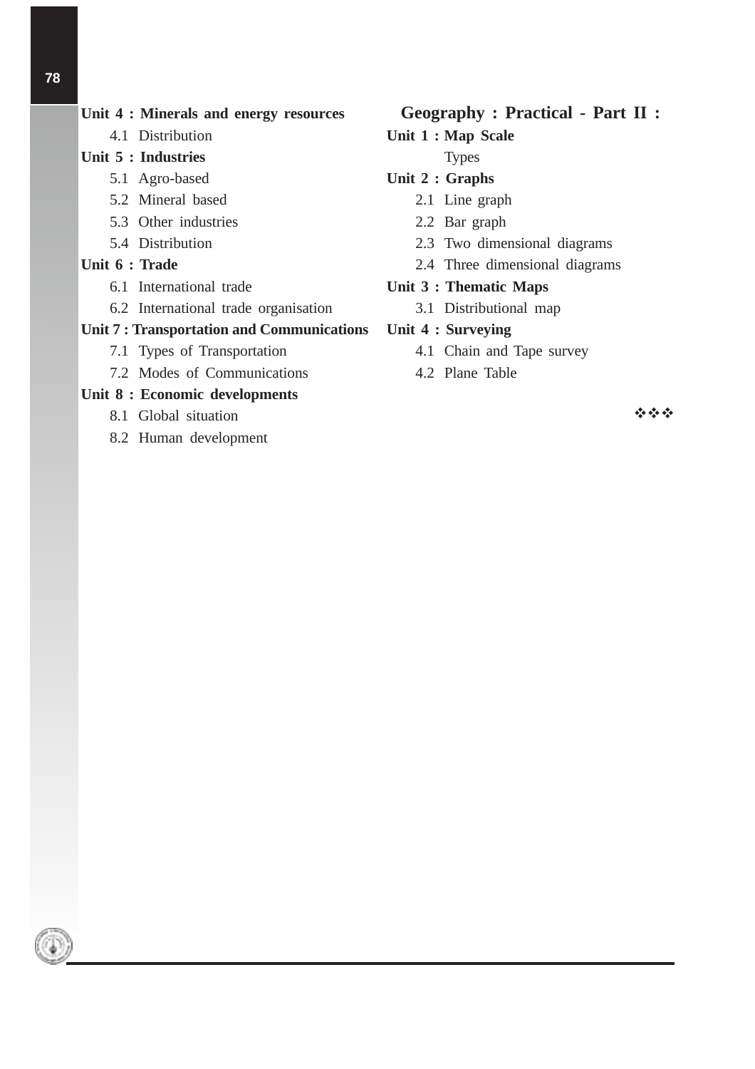**Unit 4 : Minerals and energy resources**

- 4.1 Distribution

**Unit 5 : Industries**

- 5.1 Agro-based
- 5.2 Mineral based
- 5.3 Other industries
- 5.4 Distribution

**Unit 6 : Trade**

- 6.1 International trade
- 6.2 International trade organisation

**Unit 7 : Transportation and Communications**

- 7.1 Types of Transportation
- 7.2 Modes of Communications

**Unit 8 : Economic developments**

- 8.1 Global situation
- 8.2 Human development

## Geography : Practical - Part II :

**Unit 1 : Map Scale**

Types

**Unit 2 : Graphs**

- 2.1 Line graph
- 2.2 Bar graph
- 2.3 Two dimensional diagrams
- 2.4 Three dimensional diagrams

**Unit 3 : Thematic Maps**

- 3.1 Distributional map

**Unit 4 : Surveying**

- 4.1 Chain and Tape survey
- 4.2 Plane Table

❖❖❖